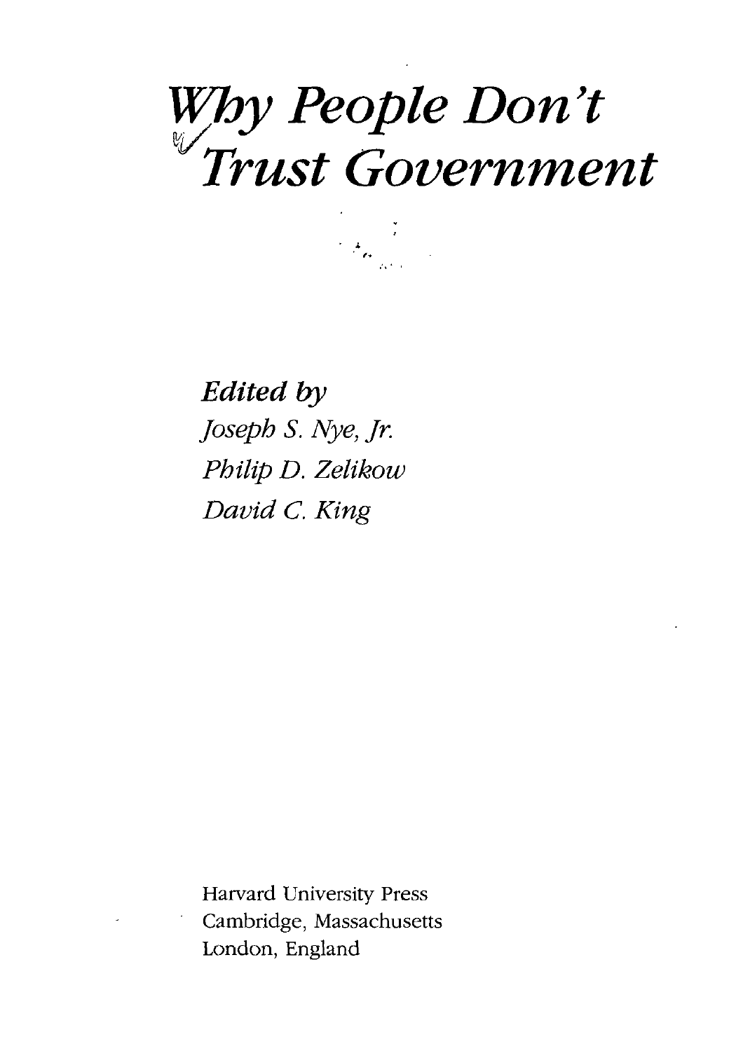# *Why People Don't Trust Government*

***Edited by***

*Joseph S. Nye, Jr.*
*Philip D. Zelikow*
*David C. King*

Harvard University Press
Cambridge, Massachusetts
London, England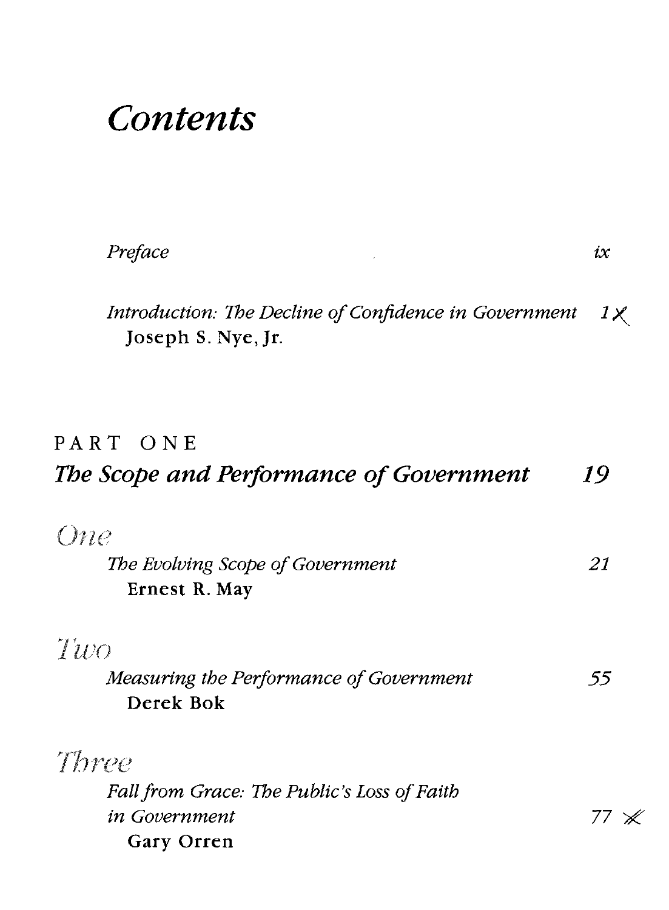# Contents

*Preface* ix

*Introduction: The Decline of Confidence in Government* 1
**Joseph S. Nye, Jr.**

## PART ONE
## *The Scope and Performance of Government* 19

*One*

*The Evolving Scope of Government* 21
**Ernest R. May**

*Two*

*Measuring the Performance of Government* 55
**Derek Bok**

*Three*

*Fall from Grace: The Public's Loss of Faith in Government* 77
**Gary Orren**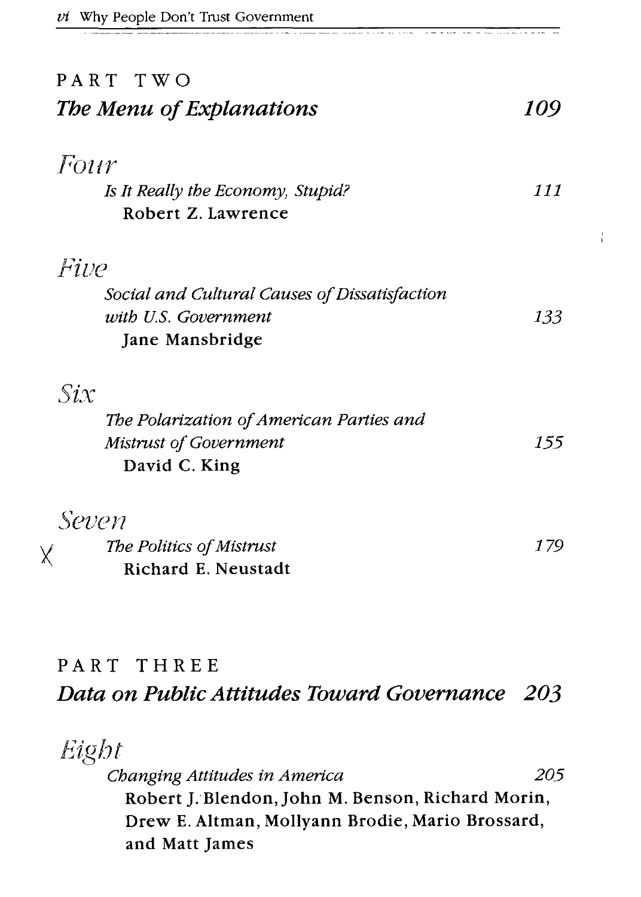## PART TWO
## *The Menu of Explanations* 109

### *Four*

*Is It Really the Economy, Stupid?* 111
**Robert Z. Lawrence**

### *Five*

*Social and Cultural Causes of Dissatisfaction with U.S. Government* 133
**Jane Mansbridge**

### *Six*

*The Polarization of American Parties and Mistrust of Government* 155
**David C. King**

### *Seven*

X *The Politics of Mistrust* 179
**Richard E. Neustadt**

## PART THREE
## *Data on Public Attitudes Toward Governance* 203

### *Eight*

*Changing Attitudes in America* 205
**Robert J. Blendon, John M. Benson, Richard Morin, Drew E. Altman, Mollyann Brodie, Mario Brossard, and Matt James**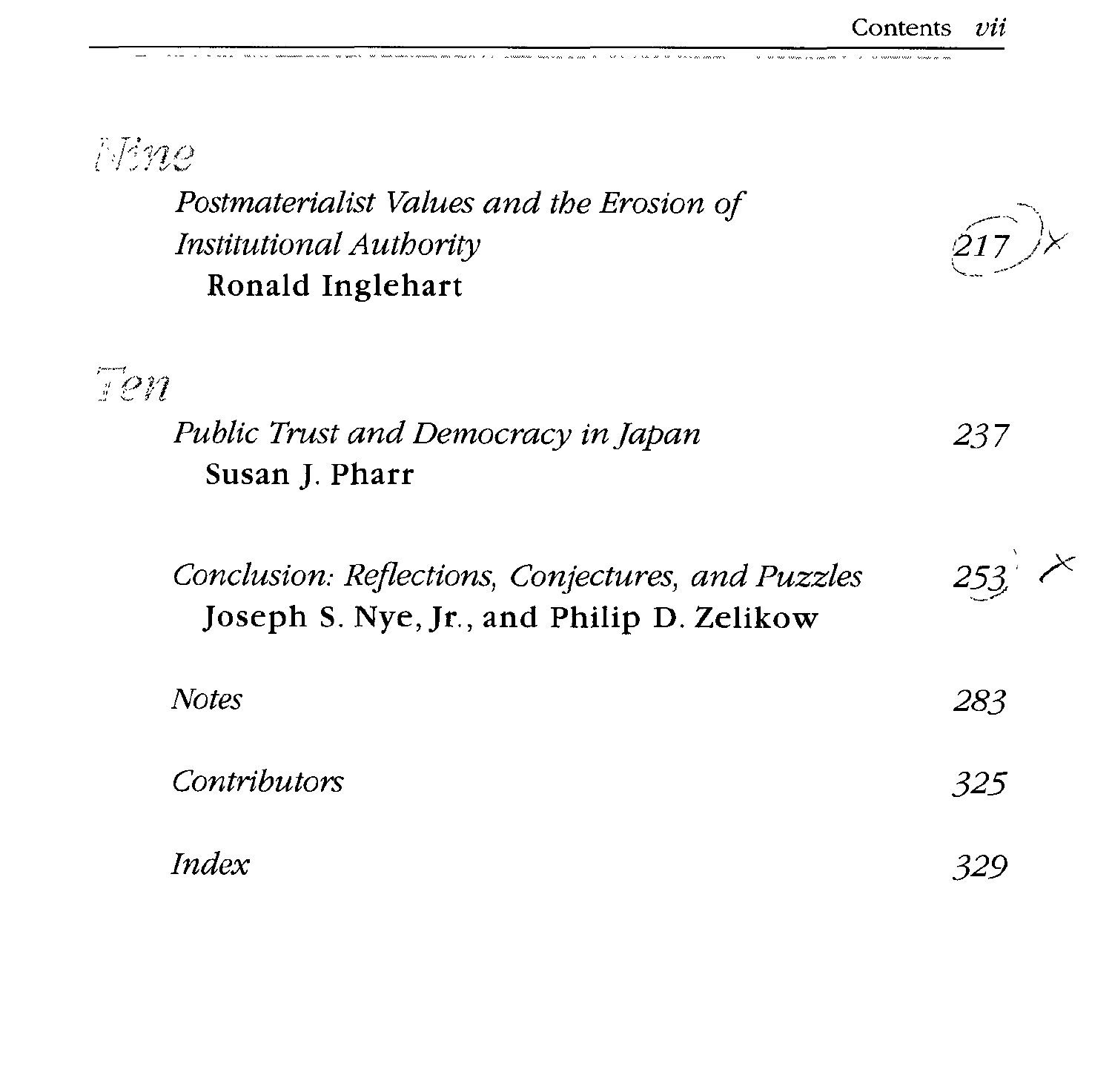Nine

*Postmaterialist Values and the Erosion of Institutional Authority* 217
**Ronald Inglehart**

Ten

*Public Trust and Democracy in Japan* 237
**Susan J. Pharr**

*Conclusion: Reflections, Conjectures, and Puzzles* 253
**Joseph S. Nye, Jr., and Philip D. Zelikow**

*Notes* 283

*Contributors* 325

*Index* 329